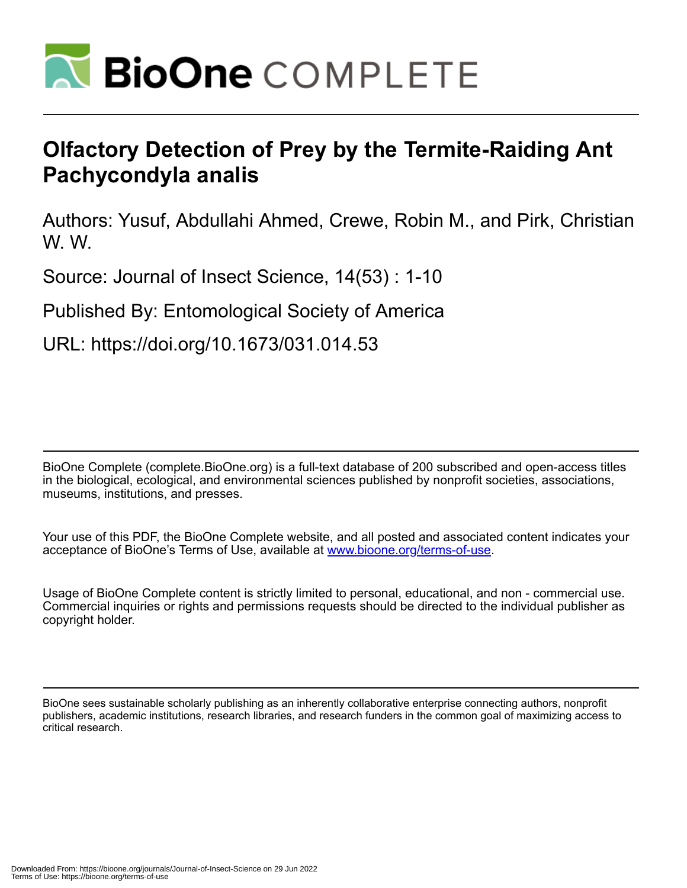# Olfactory Detection of Prey by the Termite-Raiding Ant Pachycondyla analis

Authors: Yusuf, Abdullahi Ahmed, Crewe, Robin M., and Pirk, Christian W. W.

Source: Journal of Insect Science, 14(53) : 1-10

Published By: Entomological Society of America

URL: https://doi.org/10.1673/031.014.53

BioOne Complete (complete.BioOne.org) is a full-text database of 200 subscribed and open-access titles in the biological, ecological, and environmental sciences published by nonprofit societies, associations, museums, institutions, and presses.

Your use of this PDF, the BioOne Complete website, and all posted and associated content indicates your acceptance of BioOne's Terms of Use, available at www.bioone.org/terms-of-use.

Usage of BioOne Complete content is strictly limited to personal, educational, and non - commercial use. Commercial inquiries or rights and permissions requests should be directed to the individual publisher as copyright holder.

BioOne sees sustainable scholarly publishing as an inherently collaborative enterprise connecting authors, nonprofit publishers, academic institutions, research libraries, and research funders in the common goal of maximizing access to critical research.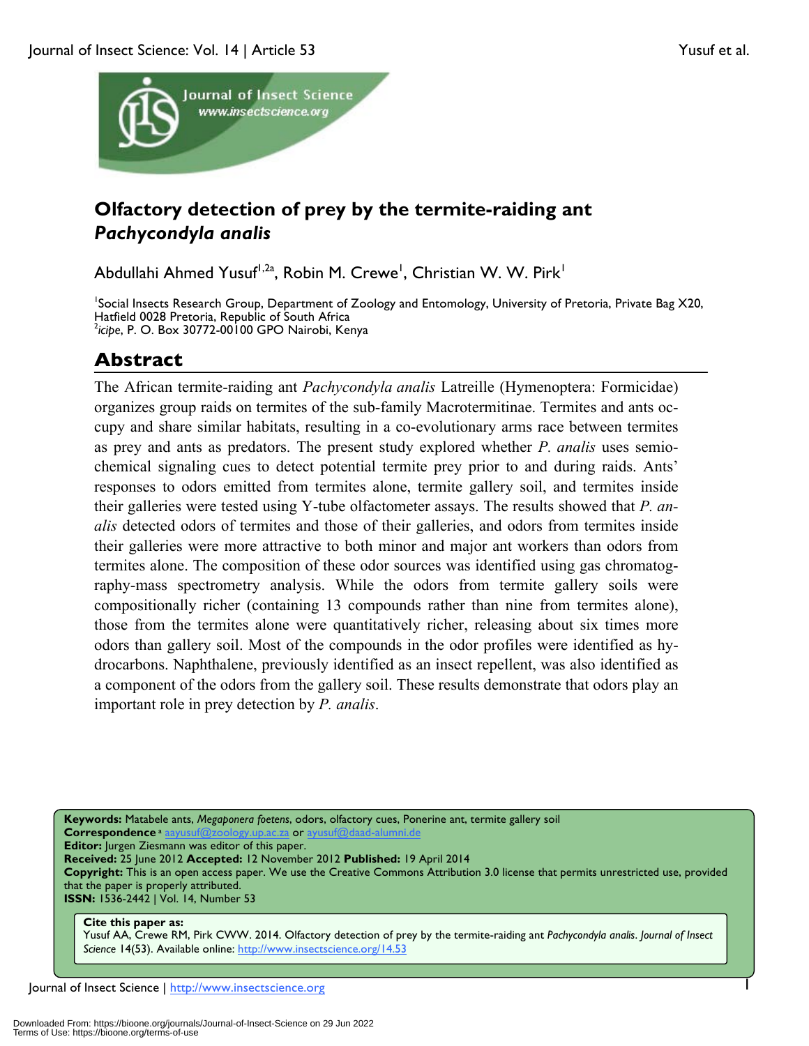# Olfactory detection of prey by the termite-raiding ant *Pachycondyla analis*

Abdullahi Ahmed Yusuf[1,2a], Robin M. Crewe[1], Christian W. W. Pirk[1]

[1]Social Insects Research Group, Department of Zoology and Entomology, University of Pretoria, Private Bag X20, Hatfield 0028 Pretoria, Republic of South Africa
[2]*icipe*, P. O. Box 30772-00100 GPO Nairobi, Kenya

## Abstract

The African termite-raiding ant *Pachycondyla analis* Latreille (Hymenoptera: Formicidae) organizes group raids on termites of the sub-family Macrotermitinae. Termites and ants occupy and share similar habitats, resulting in a co-evolutionary arms race between termites as prey and ants as predators. The present study explored whether *P. analis* uses semiochemical signaling cues to detect potential termite prey prior to and during raids. Ants' responses to odors emitted from termites alone, termite gallery soil, and termites inside their galleries were tested using Y-tube olfactometer assays. The results showed that *P. analis* detected odors of termites and those of their galleries, and odors from termites inside their galleries were more attractive to both minor and major ant workers than odors from termites alone. The composition of these odor sources was identified using gas chromatography-mass spectrometry analysis. While the odors from termite gallery soils were compositionally richer (containing 13 compounds rather than nine from termites alone), those from the termites alone were quantitatively richer, releasing about six times more odors than gallery soil. Most of the compounds in the odor profiles were identified as hydrocarbons. Naphthalene, previously identified as an insect repellent, was also identified as a component of the odors from the gallery soil. These results demonstrate that odors play an important role in prey detection by *P. analis*.

**Keywords:** Matabele ants, *Megaponera foetens*, odors, olfactory cues, Ponerine ant, termite gallery soil
**Correspondence** [a] aayusuf@zoology.up.ac.za or ayusuf@daad-alumni.de
**Editor:** Jurgen Ziesmann was editor of this paper.
**Received:** 25 June 2012 **Accepted:** 12 November 2012 **Published:** 19 April 2014
**Copyright:** This is an open access paper. We use the Creative Commons Attribution 3.0 license that permits unrestricted use, provided that the paper is properly attributed.
**ISSN:** 1536-2442 | Vol. 14, Number 53

**Cite this paper as:**
Yusuf AA, Crewe RM, Pirk CWW. 2014. Olfactory detection of prey by the termite-raiding ant *Pachycondyla analis*. *Journal of Insect Science* 14(53). Available online: http://www.insectscience.org/14.53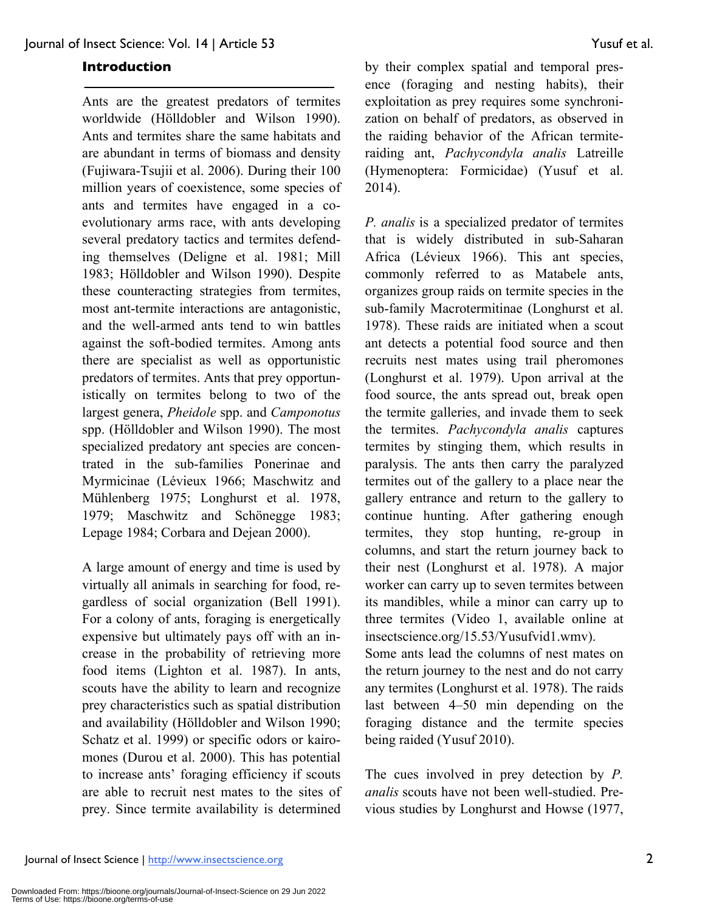## Introduction

Ants are the greatest predators of termites worldwide (Hölldobler and Wilson 1990). Ants and termites share the same habitats and are abundant in terms of biomass and density (Fujiwara-Tsujii et al. 2006). During their 100 million years of coexistence, some species of ants and termites have engaged in a co-evolutionary arms race, with ants developing several predatory tactics and termites defending themselves (Deligne et al. 1981; Mill 1983; Hölldobler and Wilson 1990). Despite these counteracting strategies from termites, most ant-termite interactions are antagonistic, and the well-armed ants tend to win battles against the soft-bodied termites. Among ants there are specialist as well as opportunistic predators of termites. Ants that prey opportunistically on termites belong to two of the largest genera, *Pheidole* spp. and *Camponotus* spp. (Hölldobler and Wilson 1990). The most specialized predatory ant species are concentrated in the sub-families Ponerinae and Myrmicinae (Lévieux 1966; Maschwitz and Mühlenberg 1975; Longhurst et al. 1978, 1979; Maschwitz and Schönegge 1983; Lepage 1984; Corbara and Dejean 2000).

A large amount of energy and time is used by virtually all animals in searching for food, regardless of social organization (Bell 1991). For a colony of ants, foraging is energetically expensive but ultimately pays off with an increase in the probability of retrieving more food items (Lighton et al. 1987). In ants, scouts have the ability to learn and recognize prey characteristics such as spatial distribution and availability (Hölldobler and Wilson 1990; Schatz et al. 1999) or specific odors or kairomones (Durou et al. 2000). This has potential to increase ants' foraging efficiency if scouts are able to recruit nest mates to the sites of prey. Since termite availability is determined by their complex spatial and temporal presence (foraging and nesting habits), their exploitation as prey requires some synchronization on behalf of predators, as observed in the raiding behavior of the African termite-raiding ant, *Pachycondyla analis* Latreille (Hymenoptera: Formicidae) (Yusuf et al. 2014).

*P. analis* is a specialized predator of termites that is widely distributed in sub-Saharan Africa (Lévieux 1966). This ant species, commonly referred to as Matabele ants, organizes group raids on termite species in the sub-family Macrotermitinae (Longhurst et al. 1978). These raids are initiated when a scout ant detects a potential food source and then recruits nest mates using trail pheromones (Longhurst et al. 1979). Upon arrival at the food source, the ants spread out, break open the termite galleries, and invade them to seek the termites. *Pachycondyla analis* captures termites by stinging them, which results in paralysis. The ants then carry the paralyzed termites out of the gallery to a place near the gallery entrance and return to the gallery to continue hunting. After gathering enough termites, they stop hunting, re-group in columns, and start the return journey back to their nest (Longhurst et al. 1978). A major worker can carry up to seven termites between its mandibles, while a minor can carry up to three termites (Video 1, available online at insectscience.org/15.53/Yusufvid1.wmv).
Some ants lead the columns of nest mates on the return journey to the nest and do not carry any termites (Longhurst et al. 1978). The raids last between 4–50 min depending on the foraging distance and the termite species being raided (Yusuf 2010).

The cues involved in prey detection by *P. analis* scouts have not been well-studied. Previous studies by Longhurst and Howse (1977,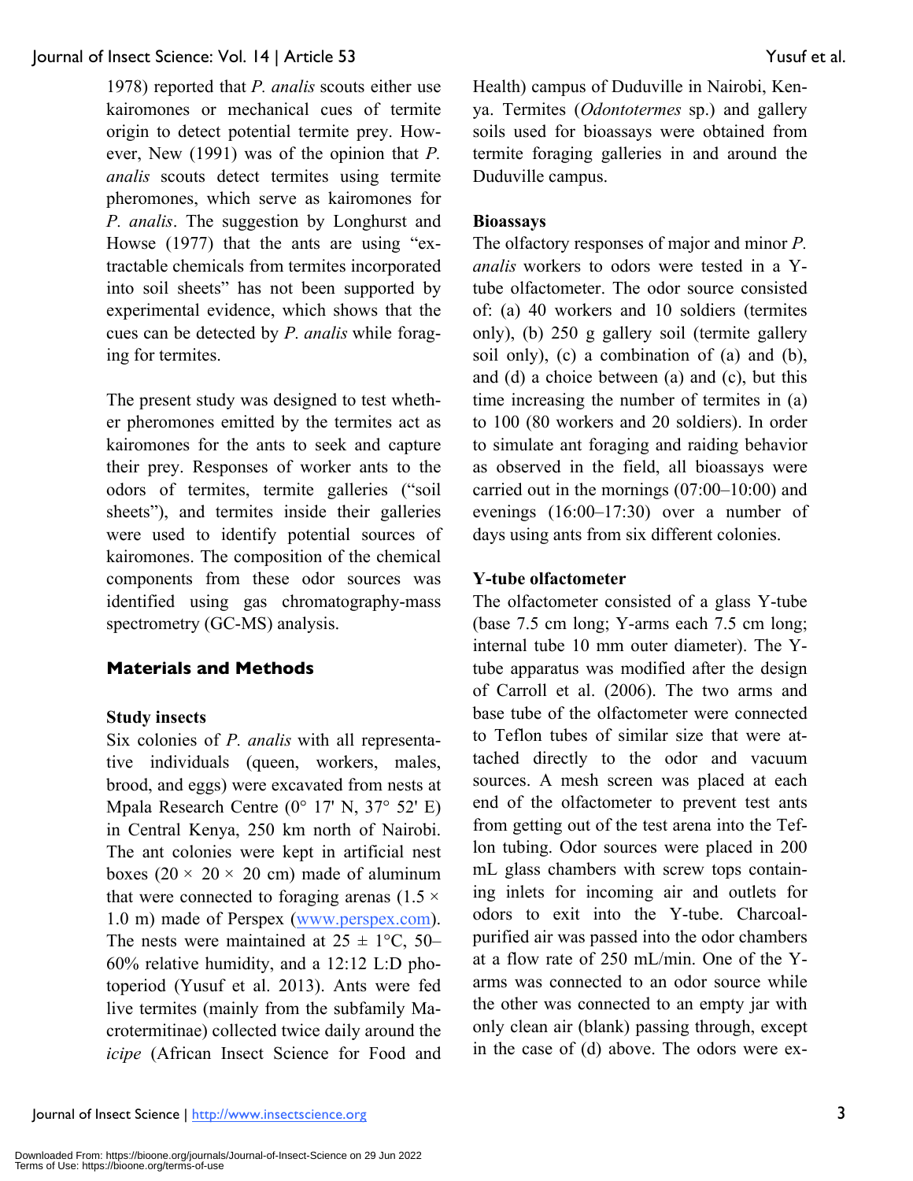1978) reported that *P. analis* scouts either use kairomones or mechanical cues of termite origin to detect potential termite prey. However, New (1991) was of the opinion that *P. analis* scouts detect termites using termite pheromones, which serve as kairomones for *P. analis*. The suggestion by Longhurst and Howse (1977) that the ants are using "extractable chemicals from termites incorporated into soil sheets" has not been supported by experimental evidence, which shows that the cues can be detected by *P. analis* while foraging for termites.

The present study was designed to test whether pheromones emitted by the termites act as kairomones for the ants to seek and capture their prey. Responses of worker ants to the odors of termites, termite galleries ("soil sheets"), and termites inside their galleries were used to identify potential sources of kairomones. The composition of the chemical components from these odor sources was identified using gas chromatography-mass spectrometry (GC-MS) analysis.

## Materials and Methods

### Study insects

Six colonies of *P. analis* with all representative individuals (queen, workers, males, brood, and eggs) were excavated from nests at Mpala Research Centre (0° 17' N, 37° 52' E) in Central Kenya, 250 km north of Nairobi. The ant colonies were kept in artificial nest boxes (20 × 20 × 20 cm) made of aluminum that were connected to foraging arenas (1.5 × 1.0 m) made of Perspex (www.perspex.com). The nests were maintained at 25 ± 1°C, 50–60% relative humidity, and a 12:12 L:D photoperiod (Yusuf et al. 2013). Ants were fed live termites (mainly from the subfamily Macrotermitinae) collected twice daily around the *icipe* (African Insect Science for Food and Health) campus of Duduville in Nairobi, Kenya. Termites (*Odontotermes* sp.) and gallery soils used for bioassays were obtained from termite foraging galleries in and around the Duduville campus.

### Bioassays

The olfactory responses of major and minor *P. analis* workers to odors were tested in a Y-tube olfactometer. The odor source consisted of: (a) 40 workers and 10 soldiers (termites only), (b) 250 g gallery soil (termite gallery soil only), (c) a combination of (a) and (b), and (d) a choice between (a) and (c), but this time increasing the number of termites in (a) to 100 (80 workers and 20 soldiers). In order to simulate ant foraging and raiding behavior as observed in the field, all bioassays were carried out in the mornings (07:00–10:00) and evenings (16:00–17:30) over a number of days using ants from six different colonies.

### Y-tube olfactometer

The olfactometer consisted of a glass Y-tube (base 7.5 cm long; Y-arms each 7.5 cm long; internal tube 10 mm outer diameter). The Y-tube apparatus was modified after the design of Carroll et al. (2006). The two arms and base tube of the olfactometer were connected to Teflon tubes of similar size that were attached directly to the odor and vacuum sources. A mesh screen was placed at each end of the olfactometer to prevent test ants from getting out of the test arena into the Teflon tubing. Odor sources were placed in 200 mL glass chambers with screw tops containing inlets for incoming air and outlets for odors to exit into the Y-tube. Charcoal-purified air was passed into the odor chambers at a flow rate of 250 mL/min. One of the Y-arms was connected to an odor source while the other was connected to an empty jar with only clean air (blank) passing through, except in the case of (d) above. The odors were ex-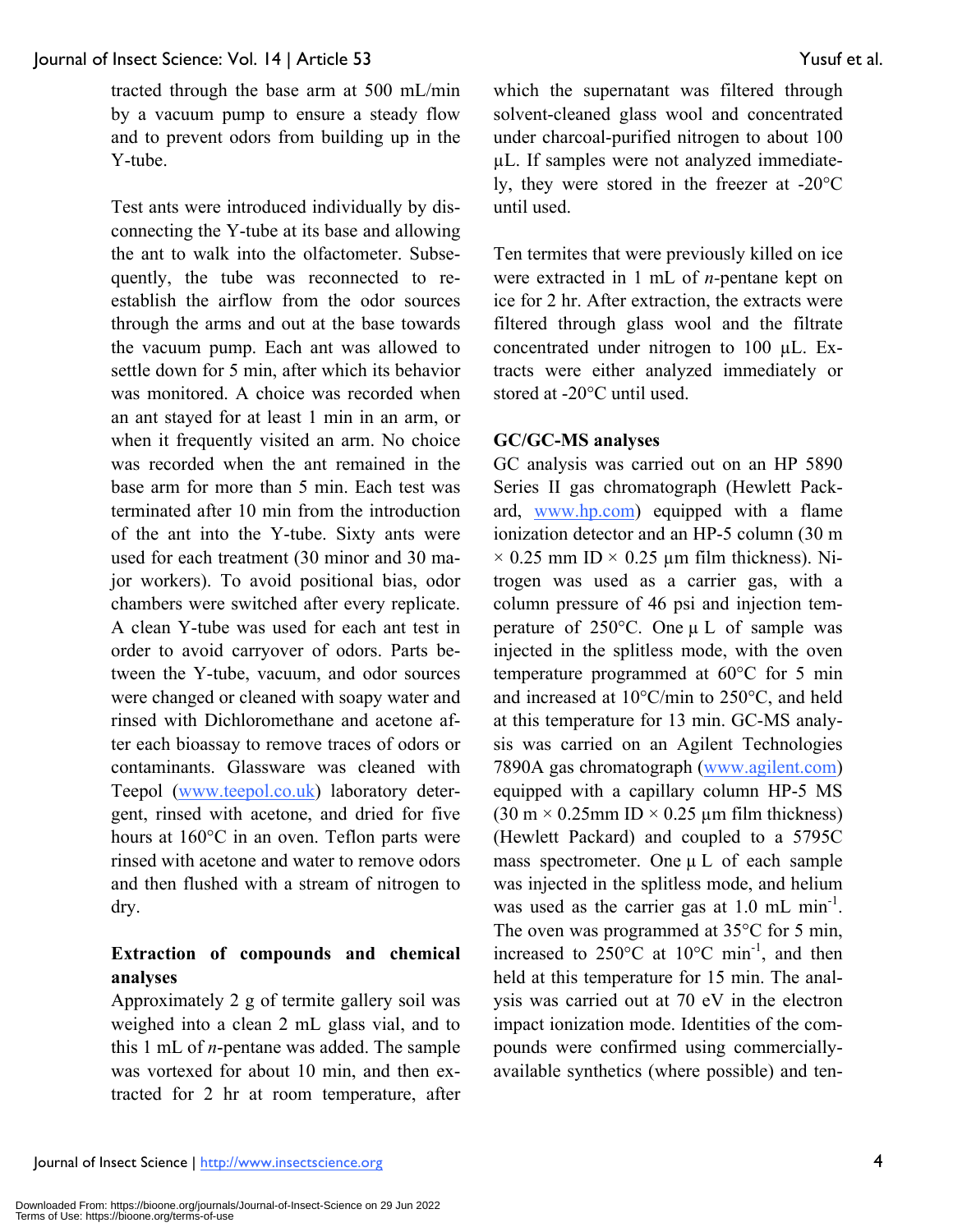tracted through the base arm at 500 mL/min by a vacuum pump to ensure a steady flow and to prevent odors from building up in the Y-tube.

Test ants were introduced individually by disconnecting the Y-tube at its base and allowing the ant to walk into the olfactometer. Subsequently, the tube was reconnected to re-establish the airflow from the odor sources through the arms and out at the base towards the vacuum pump. Each ant was allowed to settle down for 5 min, after which its behavior was monitored. A choice was recorded when an ant stayed for at least 1 min in an arm, or when it frequently visited an arm. No choice was recorded when the ant remained in the base arm for more than 5 min. Each test was terminated after 10 min from the introduction of the ant into the Y-tube. Sixty ants were used for each treatment (30 minor and 30 major workers). To avoid positional bias, odor chambers were switched after every replicate. A clean Y-tube was used for each ant test in order to avoid carryover of odors. Parts between the Y-tube, vacuum, and odor sources were changed or cleaned with soapy water and rinsed with Dichloromethane and acetone after each bioassay to remove traces of odors or contaminants. Glassware was cleaned with Teepol (www.teepol.co.uk) laboratory detergent, rinsed with acetone, and dried for five hours at 160°C in an oven. Teflon parts were rinsed with acetone and water to remove odors and then flushed with a stream of nitrogen to dry.

**Extraction of compounds and chemical analyses**

Approximately 2 g of termite gallery soil was weighed into a clean 2 mL glass vial, and to this 1 mL of *n*-pentane was added. The sample was vortexed for about 10 min, and then extracted for 2 hr at room temperature, after which the supernatant was filtered through solvent-cleaned glass wool and concentrated under charcoal-purified nitrogen to about 100 µL. If samples were not analyzed immediately, they were stored in the freezer at -20°C until used.

Ten termites that were previously killed on ice were extracted in 1 mL of *n*-pentane kept on ice for 2 hr. After extraction, the extracts were filtered through glass wool and the filtrate concentrated under nitrogen to 100 µL. Extracts were either analyzed immediately or stored at -20°C until used.

**GC/GC-MS analyses**

GC analysis was carried out on an HP 5890 Series II gas chromatograph (Hewlett Packard, www.hp.com) equipped with a flame ionization detector and an HP-5 column (30 m × 0.25 mm ID × 0.25 µm film thickness). Nitrogen was used as a carrier gas, with a column pressure of 46 psi and injection temperature of 250°C. One µ L of sample was injected in the splitless mode, with the oven temperature programmed at 60°C for 5 min and increased at 10°C/min to 250°C, and held at this temperature for 13 min. GC-MS analysis was carried on an Agilent Technologies 7890A gas chromatograph (www.agilent.com) equipped with a capillary column HP-5 MS (30 m × 0.25mm ID × 0.25 µm film thickness) (Hewlett Packard) and coupled to a 5795C mass spectrometer. One µ L of each sample was injected in the splitless mode, and helium was used as the carrier gas at 1.0 mL min$^{-1}$. The oven was programmed at 35°C for 5 min, increased to 250°C at 10°C min$^{-1}$, and then held at this temperature for 15 min. The analysis was carried out at 70 eV in the electron impact ionization mode. Identities of the compounds were confirmed using commercially-available synthetics (where possible) and ten-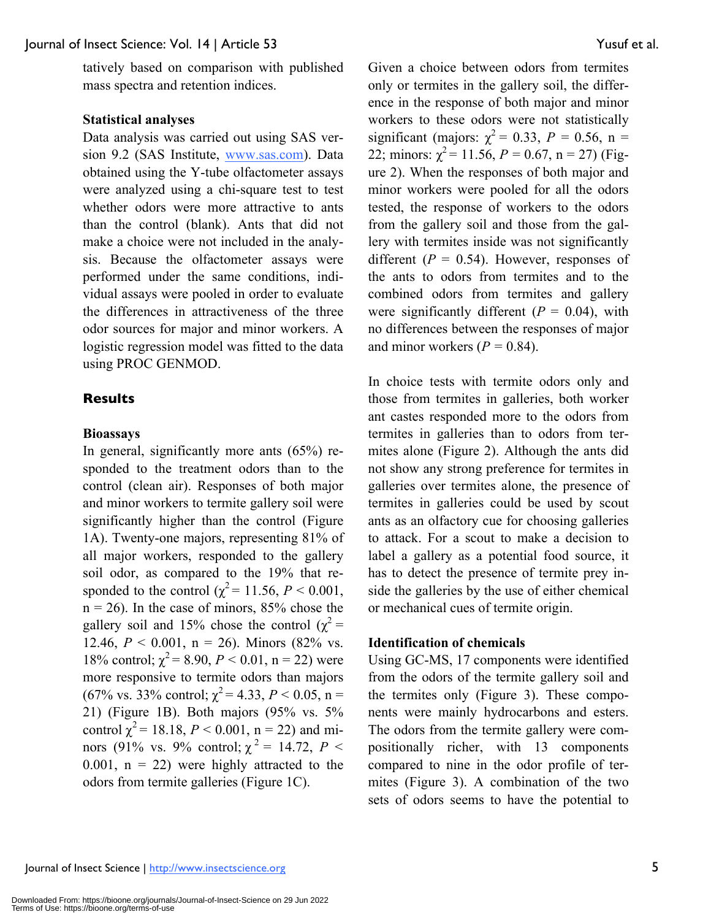tatively based on comparison with published mass spectra and retention indices.

**Statistical analyses**

Data analysis was carried out using SAS version 9.2 (SAS Institute, www.sas.com). Data obtained using the Y-tube olfactometer assays were analyzed using a chi-square test to test whether odors were more attractive to ants than the control (blank). Ants that did not make a choice were not included in the analysis. Because the olfactometer assays were performed under the same conditions, individual assays were pooled in order to evaluate the differences in attractiveness of the three odor sources for major and minor workers. A logistic regression model was fitted to the data using PROC GENMOD.

## Results

**Bioassays**

In general, significantly more ants (65%) responded to the treatment odors than to the control (clean air). Responses of both major and minor workers to termite gallery soil were significantly higher than the control (Figure 1A). Twenty-one majors, representing 81% of all major workers, responded to the gallery soil odor, as compared to the 19% that responded to the control ($\chi^2 = 11.56$, $P < 0.001$, $n = 26$). In the case of minors, 85% chose the gallery soil and 15% chose the control ($\chi^2 = 12.46$, $P < 0.001$, $n = 26$). Minors (82% vs. 18% control; $\chi^2 = 8.90$, $P < 0.01$, $n = 22$) were more responsive to termite odors than majors (67% vs. 33% control; $\chi^2 = 4.33$, $P < 0.05$, $n = 21$) (Figure 1B). Both majors (95% vs. 5% control $\chi^2 = 18.18$, $P < 0.001$, $n = 22$) and minors (91% vs. 9% control; $\chi^2 = 14.72$, $P < 0.001$, $n = 22$) were highly attracted to the odors from termite galleries (Figure 1C).

Given a choice between odors from termites only or termites in the gallery soil, the difference in the response of both major and minor workers to these odors were not statistically significant (majors: $\chi^2 = 0.33$, $P = 0.56$, $n = 22$; minors: $\chi^2 = 11.56$, $P = 0.67$, $n = 27$) (Figure 2). When the responses of both major and minor workers were pooled for all the odors tested, the response of workers to the odors from the gallery soil and those from the gallery with termites inside was not significantly different ($P = 0.54$). However, responses of the ants to odors from termites and to the combined odors from termites and gallery were significantly different ($P = 0.04$), with no differences between the responses of major and minor workers ($P = 0.84$).

In choice tests with termite odors only and those from termites in galleries, both worker ant castes responded more to the odors from termites in galleries than to odors from termites alone (Figure 2). Although the ants did not show any strong preference for termites in galleries over termites alone, the presence of termites in galleries could be used by scout ants as an olfactory cue for choosing galleries to attack. For a scout to make a decision to label a gallery as a potential food source, it has to detect the presence of termite prey inside the galleries by the use of either chemical or mechanical cues of termite origin.

**Identification of chemicals**

Using GC-MS, 17 components were identified from the odors of the termite gallery soil and the termites only (Figure 3). These components were mainly hydrocarbons and esters. The odors from the termite gallery were compositionally richer, with 13 components compared to nine in the odor profile of termites (Figure 3). A combination of the two sets of odors seems to have the potential to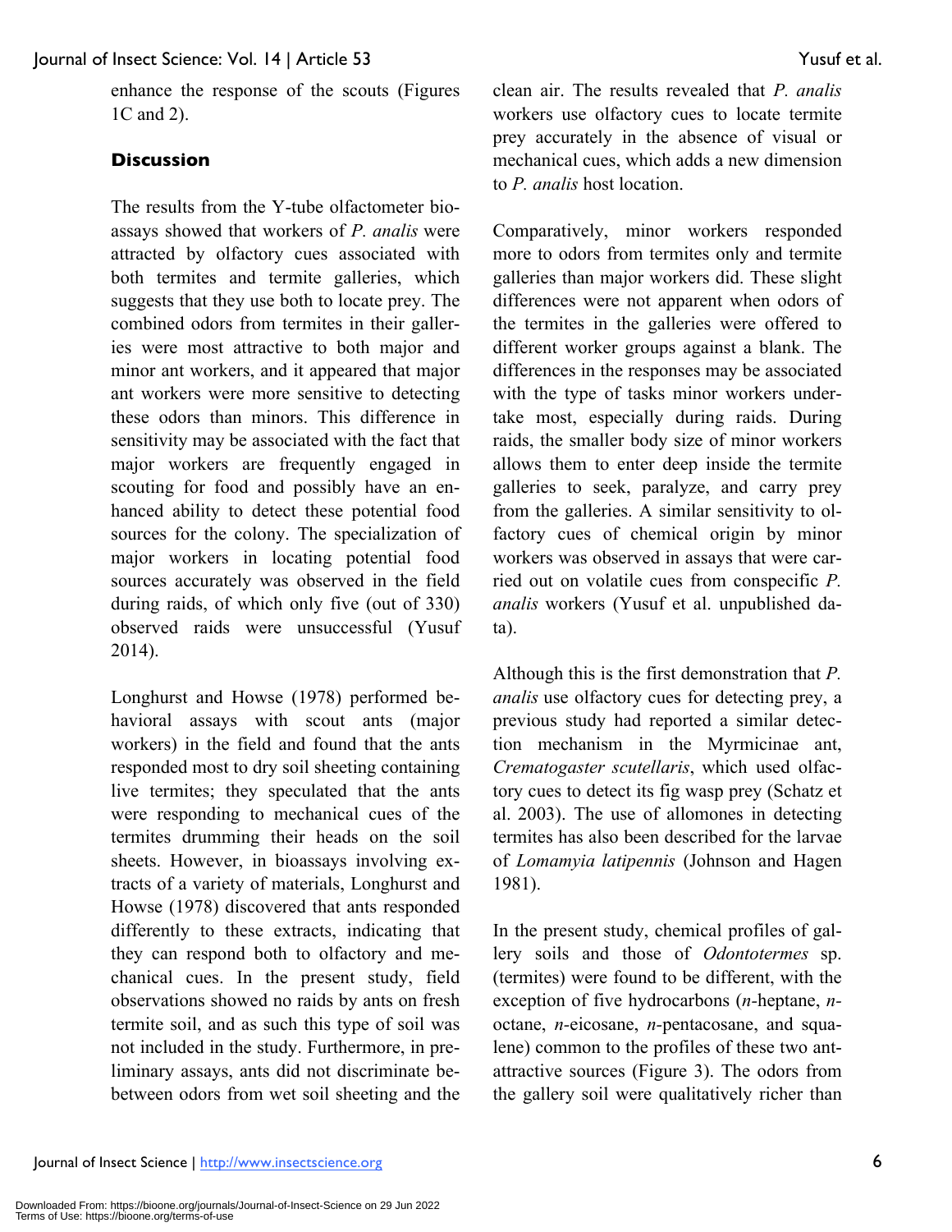enhance the response of the scouts (Figures 1C and 2).

## Discussion

The results from the Y-tube olfactometer bioassays showed that workers of *P. analis* were attracted by olfactory cues associated with both termites and termite galleries, which suggests that they use both to locate prey. The combined odors from termites in their galleries were most attractive to both major and minor ant workers, and it appeared that major ant workers were more sensitive to detecting these odors than minors. This difference in sensitivity may be associated with the fact that major workers are frequently engaged in scouting for food and possibly have an enhanced ability to detect these potential food sources for the colony. The specialization of major workers in locating potential food sources accurately was observed in the field during raids, of which only five (out of 330) observed raids were unsuccessful (Yusuf 2014).

Longhurst and Howse (1978) performed behavioral assays with scout ants (major workers) in the field and found that the ants responded most to dry soil sheeting containing live termites; they speculated that the ants were responding to mechanical cues of the termites drumming their heads on the soil sheets. However, in bioassays involving extracts of a variety of materials, Longhurst and Howse (1978) discovered that ants responded differently to these extracts, indicating that they can respond both to olfactory and mechanical cues. In the present study, field observations showed no raids by ants on fresh termite soil, and as such this type of soil was not included in the study. Furthermore, in preliminary assays, ants did not discriminate between odors from wet soil sheeting and the clean air. The results revealed that *P. analis* workers use olfactory cues to locate termite prey accurately in the absence of visual or mechanical cues, which adds a new dimension to *P. analis* host location.

Comparatively, minor workers responded more to odors from termites only and termite galleries than major workers did. These slight differences were not apparent when odors of the termites in the galleries were offered to different worker groups against a blank. The differences in the responses may be associated with the type of tasks minor workers undertake most, especially during raids. During raids, the smaller body size of minor workers allows them to enter deep inside the termite galleries to seek, paralyze, and carry prey from the galleries. A similar sensitivity to olfactory cues of chemical origin by minor workers was observed in assays that were carried out on volatile cues from conspecific *P. analis* workers (Yusuf et al. unpublished data).

Although this is the first demonstration that *P. analis* use olfactory cues for detecting prey, a previous study had reported a similar detection mechanism in the Myrmicinae ant, *Crematogaster scutellaris*, which used olfactory cues to detect its fig wasp prey (Schatz et al. 2003). The use of allomones in detecting termites has also been described for the larvae of *Lomamyia latipennis* (Johnson and Hagen 1981).

In the present study, chemical profiles of gallery soils and those of *Odontotermes* sp. (termites) were found to be different, with the exception of five hydrocarbons (*n*-heptane, *n*-octane, *n*-eicosane, *n*-pentacosane, and squalene) common to the profiles of these two ant-attractive sources (Figure 3). The odors from the gallery soil were qualitatively richer than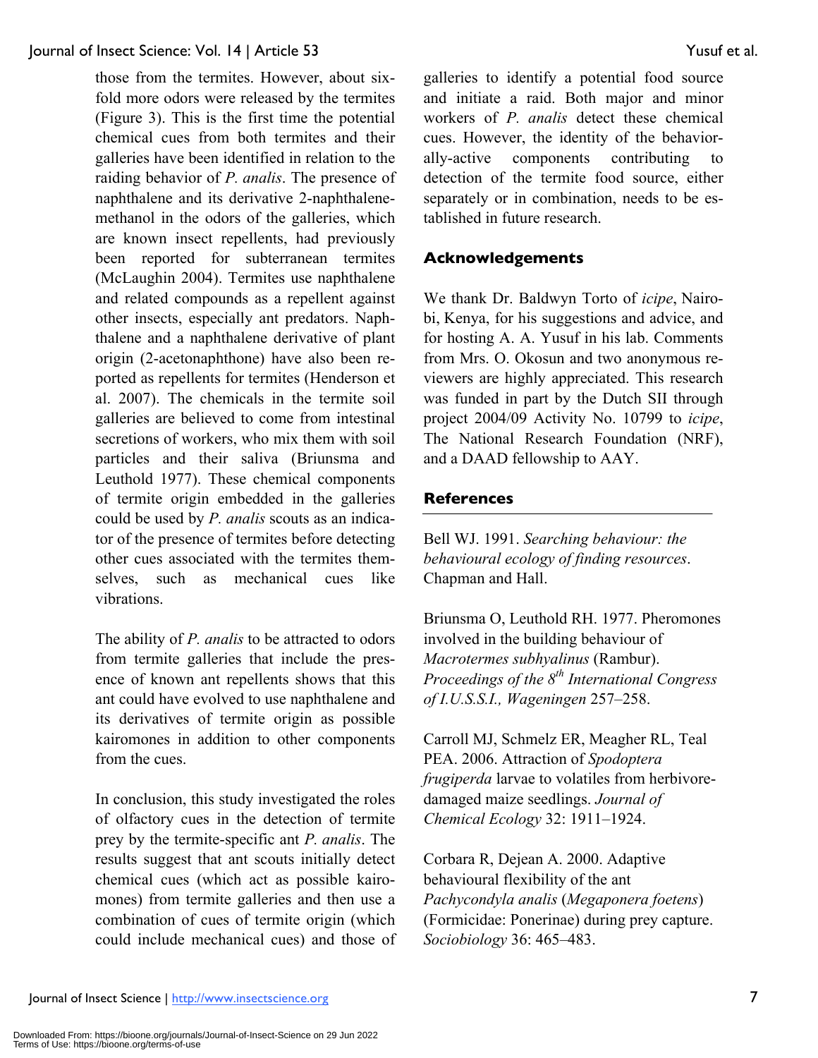those from the termites. However, about six-fold more odors were released by the termites (Figure 3). This is the first time the potential chemical cues from both termites and their galleries have been identified in relation to the raiding behavior of *P. analis*. The presence of naphthalene and its derivative 2-naphthalene-methanol in the odors of the galleries, which are known insect repellents, had previously been reported for subterranean termites (McLaughin 2004). Termites use naphthalene and related compounds as a repellent against other insects, especially ant predators. Naphthalene and a naphthalene derivative of plant origin (2-acetonaphthone) have also been reported as repellents for termites (Henderson et al. 2007). The chemicals in the termite soil galleries are believed to come from intestinal secretions of workers, who mix them with soil particles and their saliva (Briunsma and Leuthold 1977). These chemical components of termite origin embedded in the galleries could be used by *P. analis* scouts as an indicator of the presence of termites before detecting other cues associated with the termites themselves, such as mechanical cues like vibrations.

The ability of *P. analis* to be attracted to odors from termite galleries that include the presence of known ant repellents shows that this ant could have evolved to use naphthalene and its derivatives of termite origin as possible kairomones in addition to other components from the cues.

In conclusion, this study investigated the roles of olfactory cues in the detection of termite prey by the termite-specific ant *P. analis*. The results suggest that ant scouts initially detect chemical cues (which act as possible kairomones) from termite galleries and then use a combination of cues of termite origin (which could include mechanical cues) and those of galleries to identify a potential food source and initiate a raid. Both major and minor workers of *P. analis* detect these chemical cues. However, the identity of the behaviorally-active components contributing to detection of the termite food source, either separately or in combination, needs to be established in future research.

## Acknowledgements

We thank Dr. Baldwyn Torto of *icipe*, Nairobi, Kenya, for his suggestions and advice, and for hosting A. A. Yusuf in his lab. Comments from Mrs. O. Okosun and two anonymous reviewers are highly appreciated. This research was funded in part by the Dutch SII through project 2004/09 Activity No. 10799 to *icipe*, The National Research Foundation (NRF), and a DAAD fellowship to AAY.

## References

Bell WJ. 1991. *Searching behaviour: the behavioural ecology of finding resources*. Chapman and Hall.

Briunsma O, Leuthold RH. 1977. Pheromones involved in the building behaviour of *Macrotermes subhyalinus* (Rambur). *Proceedings of the 8th International Congress of I.U.S.S.I., Wageningen* 257–258.

Carroll MJ, Schmelz ER, Meagher RL, Teal PEA. 2006. Attraction of *Spodoptera frugiperda* larvae to volatiles from herbivore-damaged maize seedlings. *Journal of Chemical Ecology* 32: 1911–1924.

Corbara R, Dejean A. 2000. Adaptive behavioural flexibility of the ant *Pachycondyla analis* (*Megaponera foetens*) (Formicidae: Ponerinae) during prey capture. *Sociobiology* 36: 465–483.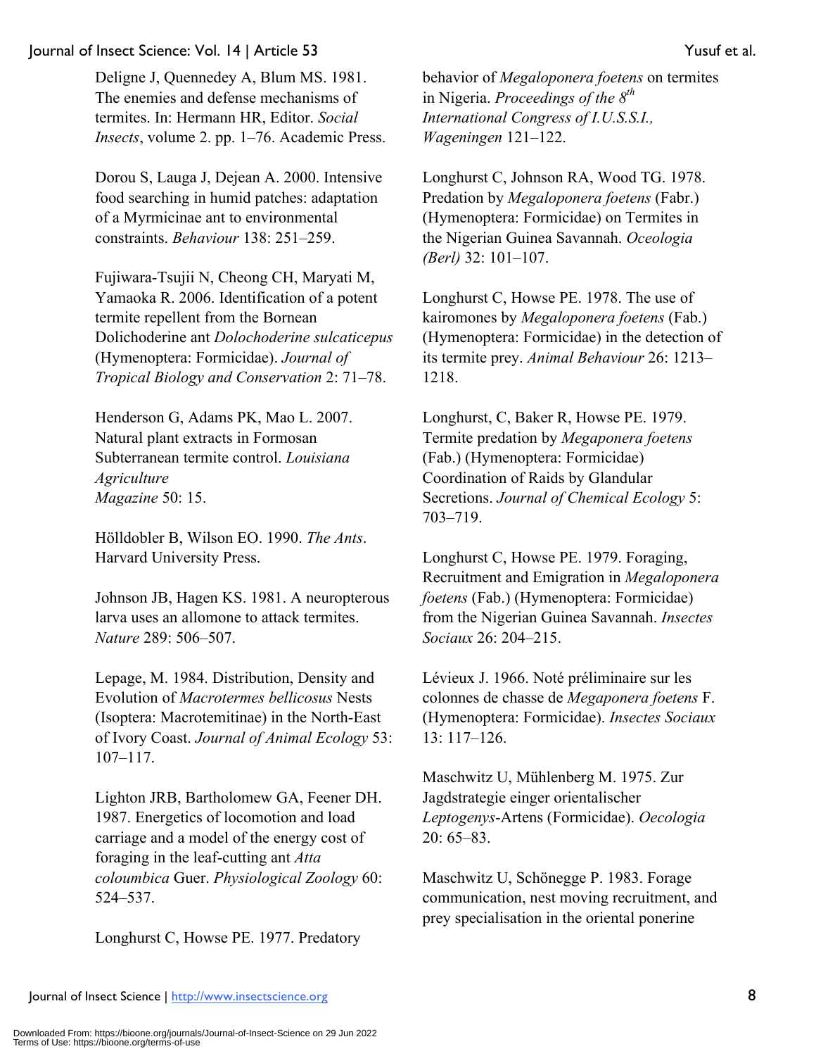Deligne J, Quennedey A, Blum MS. 1981. The enemies and defense mechanisms of termites. In: Hermann HR, Editor. *Social Insects*, volume 2. pp. 1–76. Academic Press.

Dorou S, Lauga J, Dejean A. 2000. Intensive food searching in humid patches: adaptation of a Myrmicinae ant to environmental constraints. *Behaviour* 138: 251–259.

Fujiwara-Tsujii N, Cheong CH, Maryati M, Yamaoka R. 2006. Identification of a potent termite repellent from the Bornean Dolichoderine ant *Dolochoderine sulcaticepus* (Hymenoptera: Formicidae). *Journal of Tropical Biology and Conservation* 2: 71–78.

Henderson G, Adams PK, Mao L. 2007. Natural plant extracts in Formosan Subterranean termite control. *Louisiana Agriculture Magazine* 50: 15.

Hölldobler B, Wilson EO. 1990. *The Ants*. Harvard University Press.

Johnson JB, Hagen KS. 1981. A neuropterous larva uses an allomone to attack termites. *Nature* 289: 506–507.

Lepage, M. 1984. Distribution, Density and Evolution of *Macrotermes bellicosus* Nests (Isoptera: Macrotemitinae) in the North-East of Ivory Coast. *Journal of Animal Ecology* 53: 107–117.

Lighton JRB, Bartholomew GA, Feener DH. 1987. Energetics of locomotion and load carriage and a model of the energy cost of foraging in the leaf-cutting ant *Atta coloumbica* Guer. *Physiological Zoology* 60: 524–537.

Longhurst C, Howse PE. 1977. Predatory behavior of *Megaloponera foetens* on termites in Nigeria. *Proceedings of the 8th International Congress of I.U.S.S.I., Wageningen* 121–122.

Longhurst C, Johnson RA, Wood TG. 1978. Predation by *Megaloponera foetens* (Fabr.) (Hymenoptera: Formicidae) on Termites in the Nigerian Guinea Savannah. *Oceologia (Berl)* 32: 101–107.

Longhurst C, Howse PE. 1978. The use of kairomones by *Megaloponera foetens* (Fab.) (Hymenoptera: Formicidae) in the detection of its termite prey. *Animal Behaviour* 26: 1213–1218.

Longhurst, C, Baker R, Howse PE. 1979. Termite predation by *Megaponera foetens* (Fab.) (Hymenoptera: Formicidae) Coordination of Raids by Glandular Secretions. *Journal of Chemical Ecology* 5: 703–719.

Longhurst C, Howse PE. 1979. Foraging, Recruitment and Emigration in *Megaloponera foetens* (Fab.) (Hymenoptera: Formicidae) from the Nigerian Guinea Savannah. *Insectes Sociaux* 26: 204–215.

Lévieux J. 1966. Noté préliminaire sur les colonnes de chasse de *Megaponera foetens* F. (Hymenoptera: Formicidae). *Insectes Sociaux* 13: 117–126.

Maschwitz U, Mühlenberg M. 1975. Zur Jagdstrategie einger orientalischer *Leptogenys*-Artens (Formicidae). *Oecologia* 20: 65–83.

Maschwitz U, Schönegge P. 1983. Forage communication, nest moving recruitment, and prey specialisation in the oriental ponerine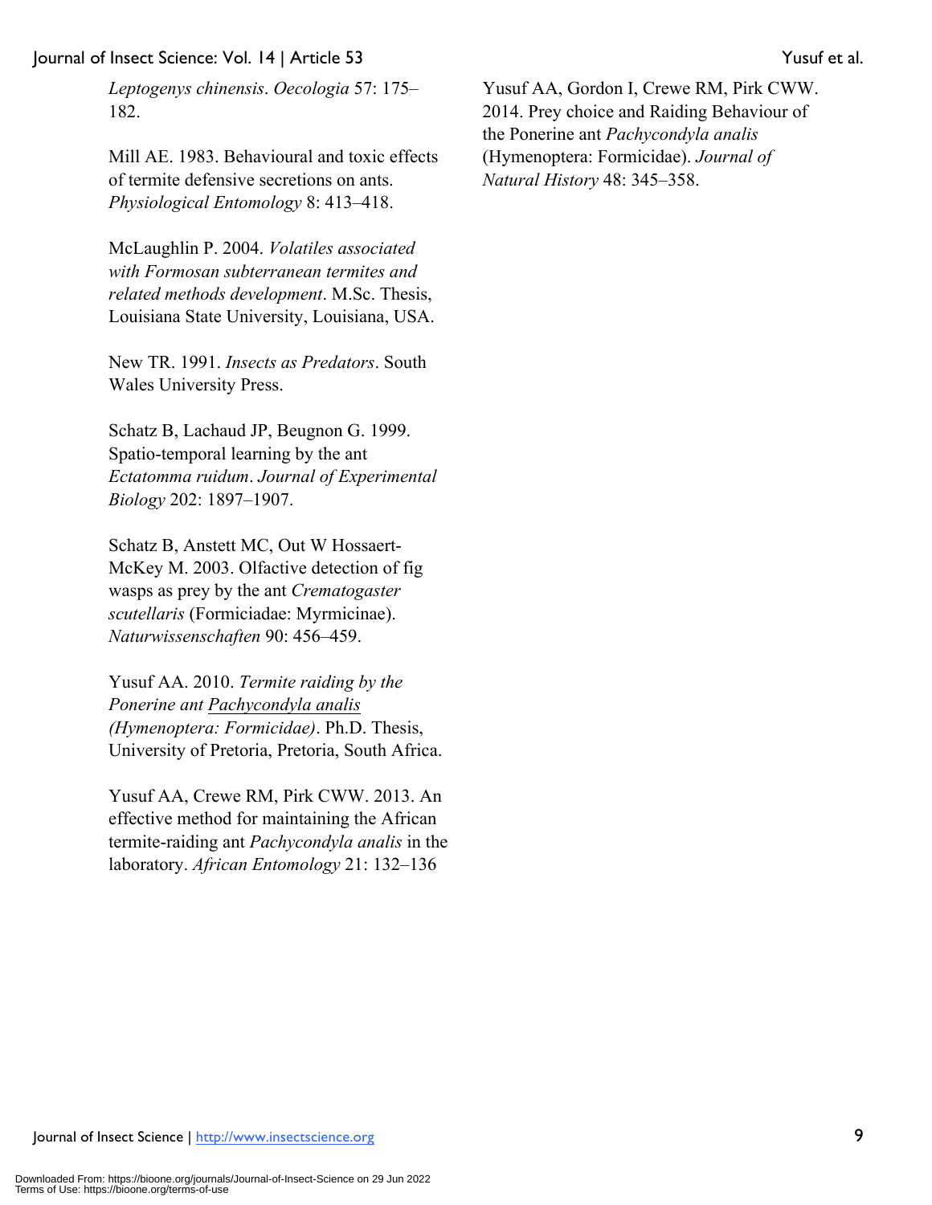*Leptogenys chinensis*. *Oecologia* 57: 175–182.

Mill AE. 1983. Behavioural and toxic effects of termite defensive secretions on ants. *Physiological Entomology* 8: 413–418.

McLaughlin P. 2004. *Volatiles associated with Formosan subterranean termites and related methods development*. M.Sc. Thesis, Louisiana State University, Louisiana, USA.

New TR. 1991. *Insects as Predators*. South Wales University Press.

Schatz B, Lachaud JP, Beugnon G. 1999. Spatio-temporal learning by the ant *Ectatomma ruidum*. *Journal of Experimental Biology* 202: 1897–1907.

Schatz B, Anstett MC, Out W Hossaert-McKey M. 2003. Olfactive detection of fig wasps as prey by the ant *Crematogaster scutellaris* (Formiciadae: Myrmicinae). *Naturwissenschaften* 90: 456–459.

Yusuf AA. 2010. *Termite raiding by the Ponerine ant Pachycondyla analis (Hymenoptera: Formicidae)*. Ph.D. Thesis, University of Pretoria, Pretoria, South Africa.

Yusuf AA, Crewe RM, Pirk CWW. 2013. An effective method for maintaining the African termite-raiding ant *Pachycondyla analis* in the laboratory. *African Entomology* 21: 132–136

Yusuf AA, Gordon I, Crewe RM, Pirk CWW. 2014. Prey choice and Raiding Behaviour of the Ponerine ant *Pachycondyla analis* (Hymenoptera: Formicidae). *Journal of Natural History* 48: 345–358.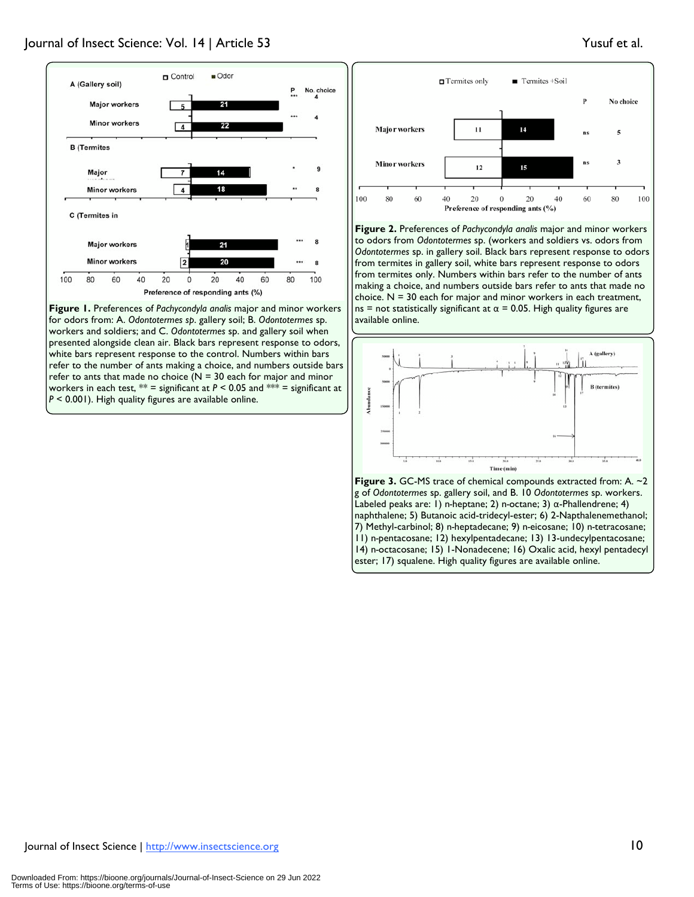Control  Odor

A (Gallery soil)

P  No. choice

Major workers  5  21  ***  4

Minor workers  4  22  ***  4

B (Termites

Major  7  14  *  9

Minor workers  4  18  **  8

C (Termites in

Major workers  1  21  ***  8

Minor workers  2  20  ***  8

100 80 60 40 20 0 20 40 60 80 100

Preference of responding ants (%)

**Figure 1.** Preferences of *Pachycondyla analis* major and minor workers for odors from: A. *Odontotermes sp.* gallery soil; B. *Odontotermes* sp. workers and soldiers; and C. *Odontotermes* sp. and gallery soil when presented alongside clean air. Black bars represent response to odors, white bars represent response to the control. Numbers within bars refer to the number of ants making a choice, and numbers outside bars refer to ants that made no choice (N = 30 each for major and minor workers in each test, ** = significant at $P < 0.05$ and *** = significant at $P < 0.001$). High quality figures are available online.

Termites only  Termites +Soil

P  No choice

Major workers  11  14  ns  5

Minor workers  12  15  ns  3

100 80 60 40 20 0 20 40 60 80 100

Preference of responding ants (%)

**Figure 2.** Preferences of *Pachycondyla analis* major and minor workers to odors from *Odontotermes* sp. (workers and soldiers vs. odors from *Odontotermes* sp. in gallery soil. Black bars represent response to odors from termites in gallery soil, white bars represent response to odors from termites only. Numbers within bars refer to the number of ants making a choice, and numbers outside bars refer to ants that made no choice. N = 30 each for major and minor workers in each treatment, ns = not statistically significant at $\alpha = 0.05$. High quality figures are available online.

A (gallery)

B (termites)

Abundance

Time (min)

**Figure 3.** GC-MS trace of chemical compounds extracted from: A. ~2 g of *Odontotermes* sp. gallery soil, and B. 10 *Odontotermes* sp. workers. Labeled peaks are: 1) n-heptane; 2) n-octane; 3) α-Phallendrene; 4) naphthalene; 5) Butanoic acid-tridecyl-ester; 6) 2-Napthalenemethanol; 7) Methyl-carbinol; 8) n-heptadecane; 9) n-eicosane; 10) n-tetracosane; 11) n-pentacosane; 12) hexylpentadecane; 13) 13-undecylpentacosane; 14) n-octacosane; 15) 1-Nonadecene; 16) Oxalic acid, hexyl pentadecyl ester; 17) squalene. High quality figures are available online.